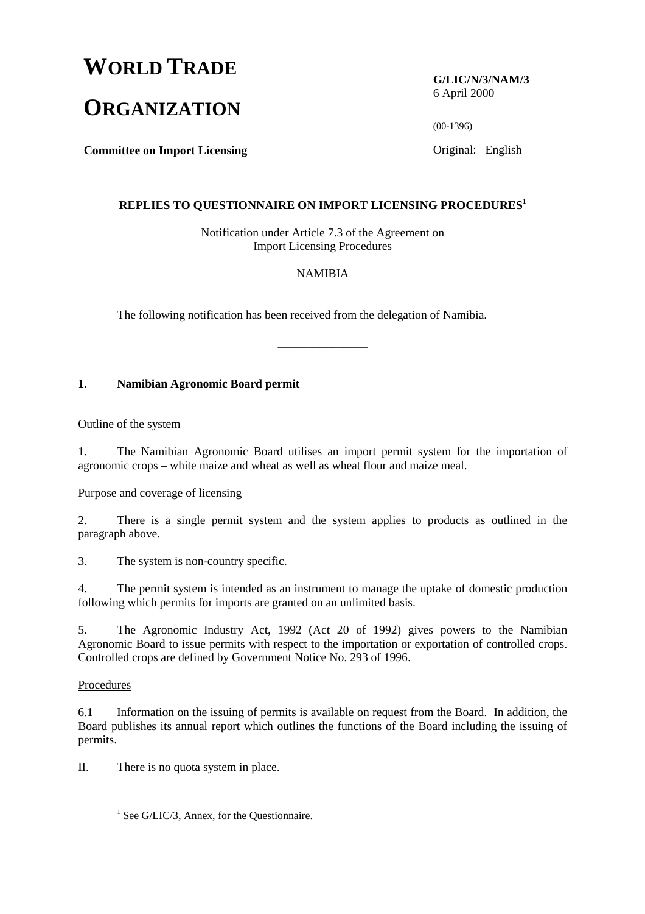# WORLD TRADE ORGANIZATION

**G/LIC/N/3/NAM/3**
6 April 2000

(00-1396)

**Committee on Import Licensing**

Original: English

## REPLIES TO QUESTIONNAIRE ON IMPORT LICENSING PROCEDURES[1]

Notification under Article 7.3 of the Agreement on Import Licensing Procedures

NAMIBIA

The following notification has been received from the delegation of Namibia.

---

### 1. Namibian Agronomic Board permit

Outline of the system

1. The Namibian Agronomic Board utilises an import permit system for the importation of agronomic crops – white maize and wheat as well as wheat flour and maize meal.

Purpose and coverage of licensing

2. There is a single permit system and the system applies to products as outlined in the paragraph above.

3. The system is non-country specific.

4. The permit system is intended as an instrument to manage the uptake of domestic production following which permits for imports are granted on an unlimited basis.

5. The Agronomic Industry Act, 1992 (Act 20 of 1992) gives powers to the Namibian Agronomic Board to issue permits with respect to the importation or exportation of controlled crops. Controlled crops are defined by Government Notice No. 293 of 1996.

Procedures

6.1 Information on the issuing of permits is available on request from the Board. In addition, the Board publishes its annual report which outlines the functions of the Board including the issuing of permits.

II. There is no quota system in place.

[1] See G/LIC/3, Annex, for the Questionnaire.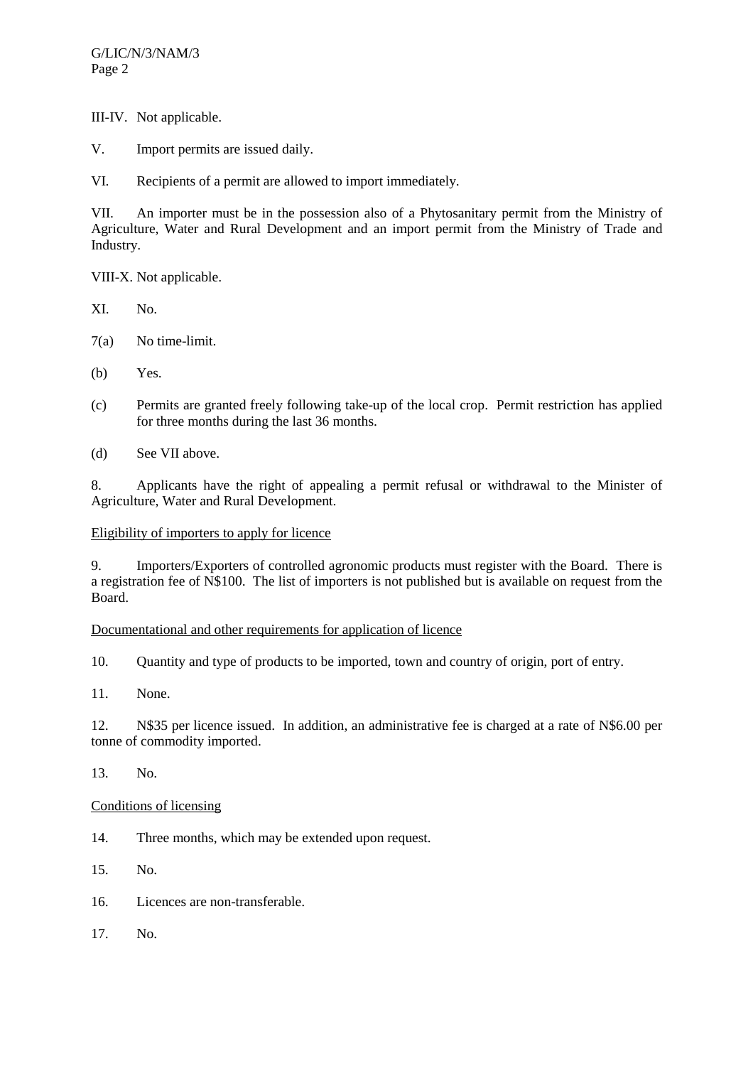III-IV. Not applicable.

V. Import permits are issued daily.

VI. Recipients of a permit are allowed to import immediately.

VII. An importer must be in the possession also of a Phytosanitary permit from the Ministry of Agriculture, Water and Rural Development and an import permit from the Ministry of Trade and Industry.

VIII-X. Not applicable.

XI. No.

7(a) No time-limit.

(b) Yes.

(c) Permits are granted freely following take-up of the local crop. Permit restriction has applied for three months during the last 36 months.

(d) See VII above.

8. Applicants have the right of appealing a permit refusal or withdrawal to the Minister of Agriculture, Water and Rural Development.

Eligibility of importers to apply for licence

9. Importers/Exporters of controlled agronomic products must register with the Board. There is a registration fee of N$100. The list of importers is not published but is available on request from the Board.

Documentational and other requirements for application of licence

10. Quantity and type of products to be imported, town and country of origin, port of entry.

11. None.

12. N$35 per licence issued. In addition, an administrative fee is charged at a rate of N$6.00 per tonne of commodity imported.

13. No.

Conditions of licensing

14. Three months, which may be extended upon request.

15. No.

16. Licences are non-transferable.

17. No.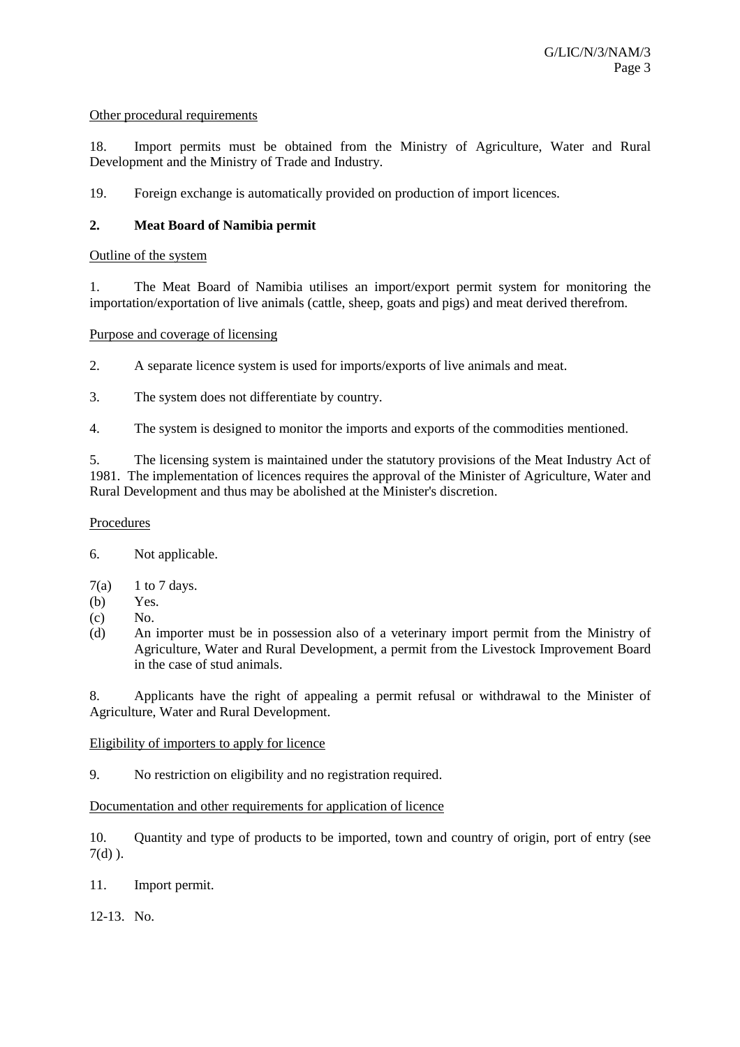Other procedural requirements

18. Import permits must be obtained from the Ministry of Agriculture, Water and Rural Development and the Ministry of Trade and Industry.

19. Foreign exchange is automatically provided on production of import licences.

## 2. Meat Board of Namibia permit

Outline of the system

1. The Meat Board of Namibia utilises an import/export permit system for monitoring the importation/exportation of live animals (cattle, sheep, goats and pigs) and meat derived therefrom.

Purpose and coverage of licensing

2. A separate licence system is used for imports/exports of live animals and meat.

3. The system does not differentiate by country.

4. The system is designed to monitor the imports and exports of the commodities mentioned.

5. The licensing system is maintained under the statutory provisions of the Meat Industry Act of 1981. The implementation of licences requires the approval of the Minister of Agriculture, Water and Rural Development and thus may be abolished at the Minister's discretion.

Procedures

6. Not applicable.

7(a) 1 to 7 days.
(b) Yes.
(c) No.
(d) An importer must be in possession also of a veterinary import permit from the Ministry of Agriculture, Water and Rural Development, a permit from the Livestock Improvement Board in the case of stud animals.

8. Applicants have the right of appealing a permit refusal or withdrawal to the Minister of Agriculture, Water and Rural Development.

Eligibility of importers to apply for licence

9. No restriction on eligibility and no registration required.

Documentation and other requirements for application of licence

10. Quantity and type of products to be imported, town and country of origin, port of entry (see 7(d) ).

11. Import permit.

12-13. No.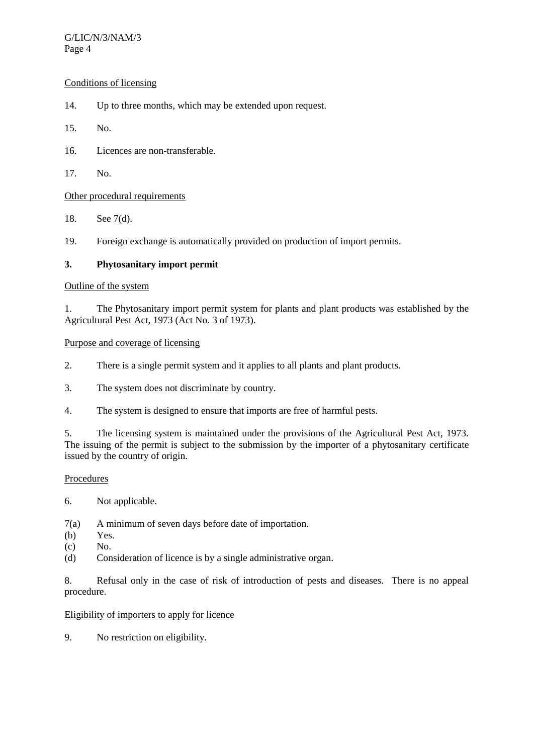Conditions of licensing

14. Up to three months, which may be extended upon request.

15. No.

16. Licences are non-transferable.

17. No.

Other procedural requirements

18. See 7(d).

19. Foreign exchange is automatically provided on production of import permits.

## 3. Phytosanitary import permit

Outline of the system

1. The Phytosanitary import permit system for plants and plant products was established by the Agricultural Pest Act, 1973 (Act No. 3 of 1973).

Purpose and coverage of licensing

2. There is a single permit system and it applies to all plants and plant products.

3. The system does not discriminate by country.

4. The system is designed to ensure that imports are free of harmful pests.

5. The licensing system is maintained under the provisions of the Agricultural Pest Act, 1973. The issuing of the permit is subject to the submission by the importer of a phytosanitary certificate issued by the country of origin.

Procedures

6. Not applicable.

7(a) A minimum of seven days before date of importation.
(b) Yes.
(c) No.
(d) Consideration of licence is by a single administrative organ.

8. Refusal only in the case of risk of introduction of pests and diseases. There is no appeal procedure.

Eligibility of importers to apply for licence

9. No restriction on eligibility.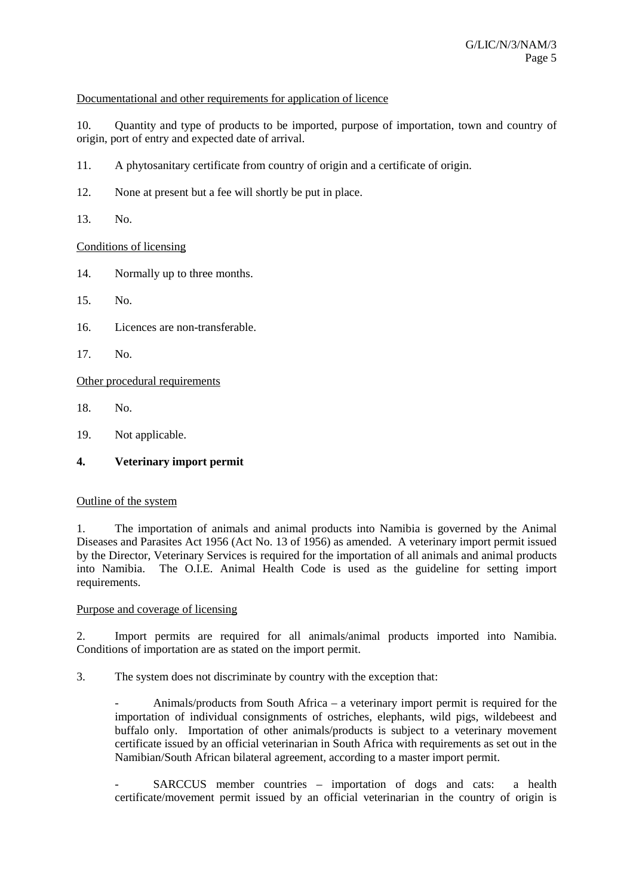Documentational and other requirements for application of licence

10. Quantity and type of products to be imported, purpose of importation, town and country of origin, port of entry and expected date of arrival.

11. A phytosanitary certificate from country of origin and a certificate of origin.

12. None at present but a fee will shortly be put in place.

13. No.

Conditions of licensing

14. Normally up to three months.

15. No.

16. Licences are non-transferable.

17. No.

Other procedural requirements

18. No.

19. Not applicable.

## 4. Veterinary import permit

Outline of the system

1. The importation of animals and animal products into Namibia is governed by the Animal Diseases and Parasites Act 1956 (Act No. 13 of 1956) as amended. A veterinary import permit issued by the Director, Veterinary Services is required for the importation of all animals and animal products into Namibia. The O.I.E. Animal Health Code is used as the guideline for setting import requirements.

Purpose and coverage of licensing

2. Import permits are required for all animals/animal products imported into Namibia. Conditions of importation are as stated on the import permit.

3. The system does not discriminate by country with the exception that:

- Animals/products from South Africa – a veterinary import permit is required for the importation of individual consignments of ostriches, elephants, wild pigs, wildebeest and buffalo only. Importation of other animals/products is subject to a veterinary movement certificate issued by an official veterinarian in South Africa with requirements as set out in the Namibian/South African bilateral agreement, according to a master import permit.

- SARCCUS member countries – importation of dogs and cats: a health certificate/movement permit issued by an official veterinarian in the country of origin is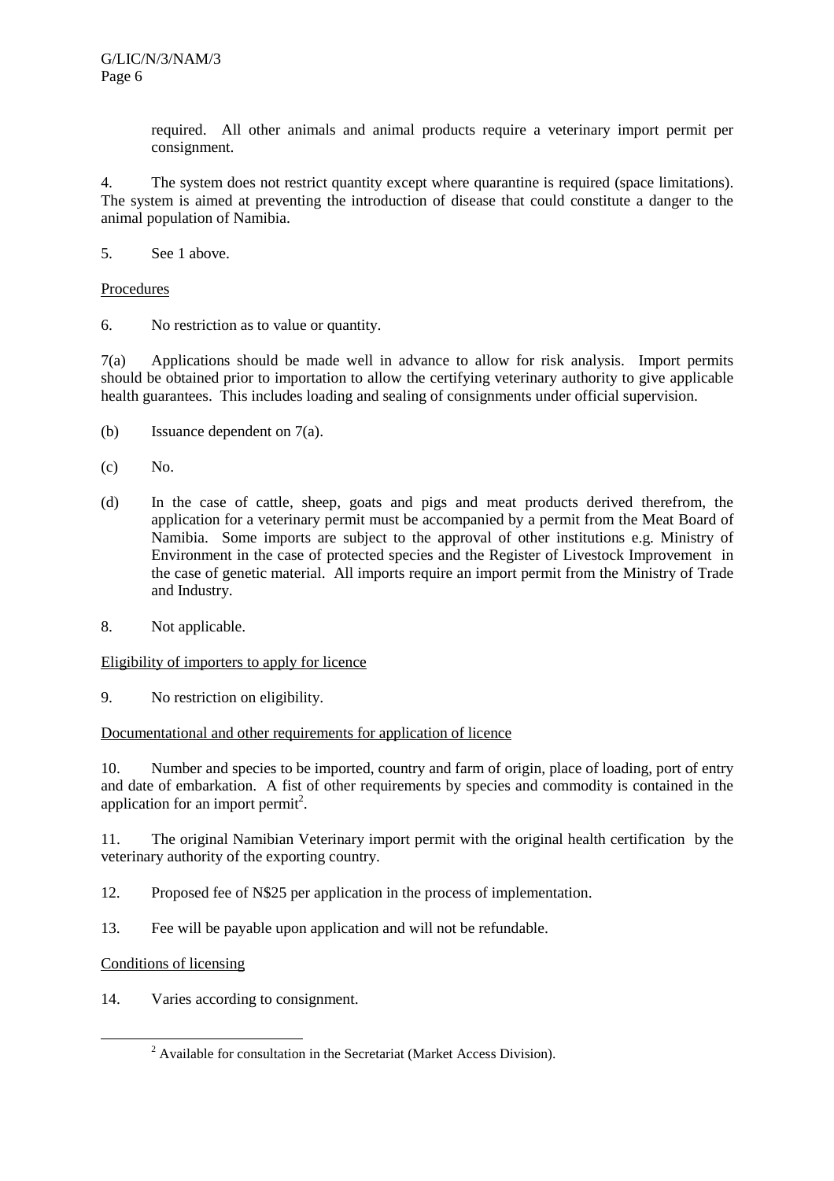required. All other animals and animal products require a veterinary import permit per consignment.

4. The system does not restrict quantity except where quarantine is required (space limitations). The system is aimed at preventing the introduction of disease that could constitute a danger to the animal population of Namibia.

5. See 1 above.

Procedures

6. No restriction as to value or quantity.

7(a) Applications should be made well in advance to allow for risk analysis. Import permits should be obtained prior to importation to allow the certifying veterinary authority to give applicable health guarantees. This includes loading and sealing of consignments under official supervision.

(b) Issuance dependent on 7(a).

(c) No.

(d) In the case of cattle, sheep, goats and pigs and meat products derived therefrom, the application for a veterinary permit must be accompanied by a permit from the Meat Board of Namibia. Some imports are subject to the approval of other institutions e.g. Ministry of Environment in the case of protected species and the Register of Livestock Improvement in the case of genetic material. All imports require an import permit from the Ministry of Trade and Industry.

8. Not applicable.

Eligibility of importers to apply for licence

9. No restriction on eligibility.

Documentational and other requirements for application of licence

10. Number and species to be imported, country and farm of origin, place of loading, port of entry and date of embarkation. A fist of other requirements by species and commodity is contained in the application for an import permit[2].

11. The original Namibian Veterinary import permit with the original health certification by the veterinary authority of the exporting country.

12. Proposed fee of N$25 per application in the process of implementation.

13. Fee will be payable upon application and will not be refundable.

Conditions of licensing

14. Varies according to consignment.

[2] Available for consultation in the Secretariat (Market Access Division).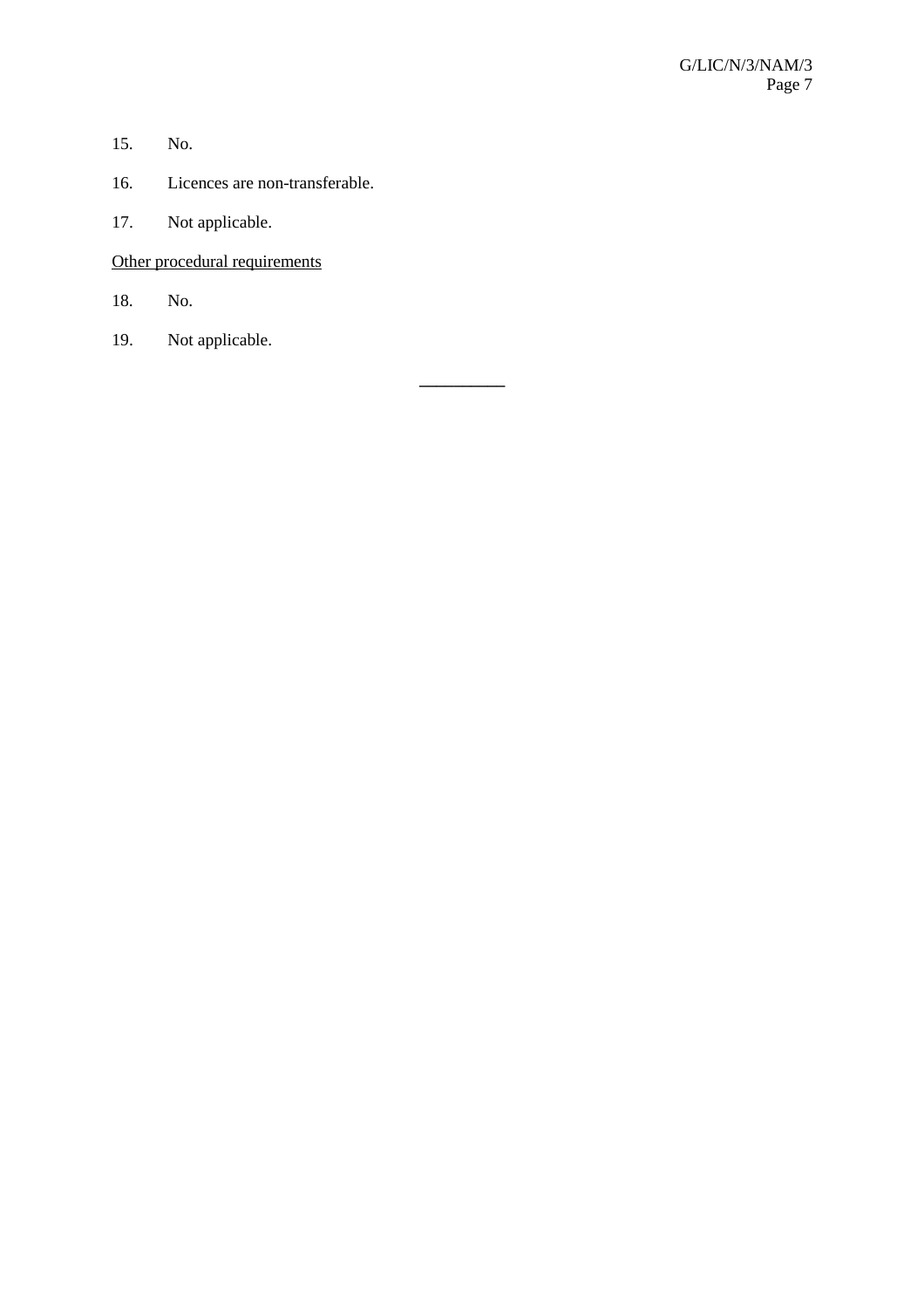15. No.

16. Licences are non-transferable.

17. Not applicable.

Other procedural requirements

18. No.

19. Not applicable.

__________